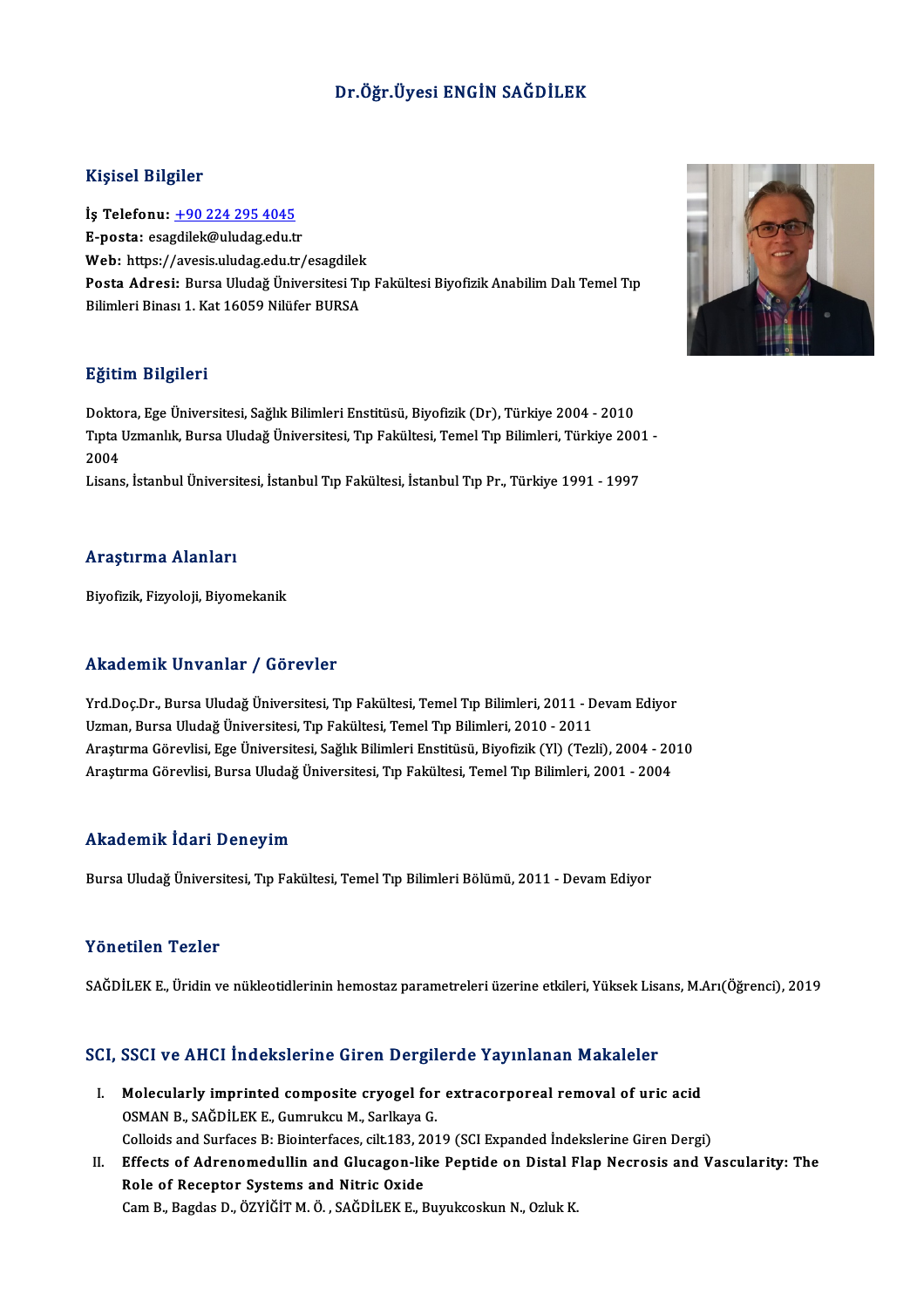# Dr.Öğr.Üyesi ENGİN SAĞDİLEK

## Kişisel Bilgiler

**İş Telefonu:** +90 224 295 4045
**E-posta:** esagdilek@uludag.edu.tr
**Web:** https://avesis.uludag.edu.tr/esagdilek
**Posta Adresi:** Bursa Uludağ Üniversitesi Tıp Fakültesi Biyofizik Anabilim Dalı Temel Tıp Bilimleri Binası 1. Kat 16059 Nilüfer BURSA

## Eğitim Bilgileri

Doktora, Ege Üniversitesi, Sağlık Bilimleri Enstitüsü, Biyofizik (Dr), Türkiye 2004 - 2010
Tıpta Uzmanlık, Bursa Uludağ Üniversitesi, Tıp Fakültesi, Temel Tıp Bilimleri, Türkiye 2001 - 2004
Lisans, İstanbul Üniversitesi, İstanbul Tıp Fakültesi, İstanbul Tıp Pr., Türkiye 1991 - 1997

## Araştırma Alanları

Biyofizik, Fizyoloji, Biyomekanik

## Akademik Unvanlar / Görevler

Yrd.Doç.Dr., Bursa Uludağ Üniversitesi, Tıp Fakültesi, Temel Tıp Bilimleri, 2011 - Devam Ediyor
Uzman, Bursa Uludağ Üniversitesi, Tıp Fakültesi, Temel Tıp Bilimleri, 2010 - 2011
Araştırma Görevlisi, Ege Üniversitesi, Sağlık Bilimleri Enstitüsü, Biyofizik (Yl) (Tezli), 2004 - 2010
Araştırma Görevlisi, Bursa Uludağ Üniversitesi, Tıp Fakültesi, Temel Tıp Bilimleri, 2001 - 2004

## Akademik İdari Deneyim

Bursa Uludağ Üniversitesi, Tıp Fakültesi, Temel Tıp Bilimleri Bölümü, 2011 - Devam Ediyor

## Yönetilen Tezler

SAĞDİLEK E., Üridin ve nükleotidlerinin hemostaz parametreleri üzerine etkileri, Yüksek Lisans, M.Arı(Öğrenci), 2019

## SCI, SSCI ve AHCI İndekslerine Giren Dergilerde Yayınlanan Makaleler

I. **Molecularly imprinted composite cryogel for extracorporeal removal of uric acid**
   OSMAN B., SAĞDİLEK E., Gumrukcu M., Sarlkaya G.
   Colloids and Surfaces B: Biointerfaces, cilt.183, 2019 (SCI Expanded İndekslerine Giren Dergi)
II. **Effects of Adrenomedullin and Glucagon-like Peptide on Distal Flap Necrosis and Vascularity: The Role of Receptor Systems and Nitric Oxide**
   Cam B., Bagdas D., ÖZYİĞİT M. Ö. , SAĞDİLEK E., Buyukcoskun N., Ozluk K.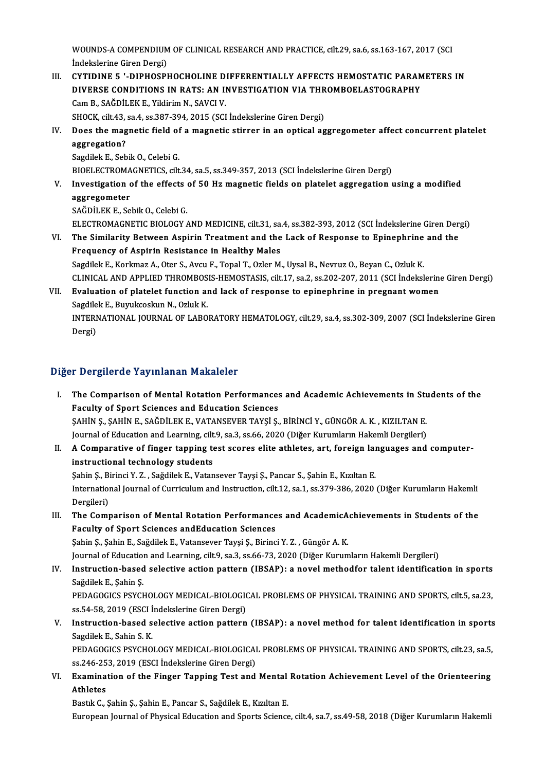WOUNDS-A COMPENDIUM OF CLINICAL RESEARCH AND PRACTICE, cilt.29, sa.6, ss.163-167, 2017 (SCI İndekslerine Giren Dergi)

III. **CYTIDINE 5 '-DIPHOSPHOCHOLINE DIFFERENTIALLY AFFECTS HEMOSTATIC PARAMETERS IN DIVERSE CONDITIONS IN RATS: AN INVESTIGATION VIA THROMBOELASTOGRAPHY**
Cam B., SAĞDİLEK E., Yildirim N., SAVCI V.
SHOCK, cilt.43, sa.4, ss.387-394, 2015 (SCI İndekslerine Giren Dergi)

IV. **Does the magnetic field of a magnetic stirrer in an optical aggregometer affect concurrent platelet aggregation?**
Sagdilek E., Sebik O., Celebi G.
BIOELECTROMAGNETICS, cilt.34, sa.5, ss.349-357, 2013 (SCI İndekslerine Giren Dergi)

V. **Investigation of the effects of 50 Hz magnetic fields on platelet aggregation using a modified aggregometer**
SAĞDİLEK E., Sebik O., Celebi G.
ELECTROMAGNETIC BIOLOGY AND MEDICINE, cilt.31, sa.4, ss.382-393, 2012 (SCI İndekslerine Giren Dergi)

VI. **The Similarity Between Aspirin Treatment and the Lack of Response to Epinephrine and the Frequency of Aspirin Resistance in Healthy Males**
Sagdilek E., Korkmaz A., Oter S., Avcu F., Topal T., Ozler M., Uysal B., Nevruz O., Beyan C., Ozluk K.
CLINICAL AND APPLIED THROMBOSIS-HEMOSTASIS, cilt.17, sa.2, ss.202-207, 2011 (SCI İndekslerine Giren Dergi)

VII. **Evaluation of platelet function and lack of response to epinephrine in pregnant women**
Sagdilek E., Buyukcoskun N., Ozluk K.
INTERNATIONAL JOURNAL OF LABORATORY HEMATOLOGY, cilt.29, sa.4, ss.302-309, 2007 (SCI İndekslerine Giren Dergi)

## Diğer Dergilerde Yayınlanan Makaleler

I. **The Comparison of Mental Rotation Performances and Academic Achievements in Students of the Faculty of Sport Sciences and Education Sciences**
ŞAHİN Ş., ŞAHİN E., SAĞDİLEK E., VATANSEVER TAYŞİ Ş., BİRİNCİ Y., GÜNGÖR A. K. , KIZILTAN E.
Journal of Education and Learning, cilt.9, sa.3, ss.66, 2020 (Diğer Kurumların Hakemli Dergileri)

II. **A Comparative of finger tapping test scores elite athletes, art, foreign languages and computer-instructional technology students**
Şahin Ş., Birinci Y. Z. , Sağdilek E., Vatansever Tayşi Ş., Pancar S., Şahin E., Kızıltan E.
International Journal of Curriculum and Instruction, cilt.12, sa.1, ss.379-386, 2020 (Diğer Kurumların Hakemli Dergileri)

III. **The Comparison of Mental Rotation Performances and AcademicAchievements in Students of the Faculty of Sport Sciences andEducation Sciences**
Şahin Ş., Şahin E., Sağdilek E., Vatansever Tayşi Ş., Birinci Y. Z. , Güngör A. K.
Journal of Education and Learning, cilt.9, sa.3, ss.66-73, 2020 (Diğer Kurumların Hakemli Dergileri)

IV. **Instruction-based selective action pattern (IBSAP): a novel methodfor talent identification in sports**
Sağdilek E., Şahin Ş.
PEDAGOGICS PSYCHOLOGY MEDICAL-BIOLOGICAL PROBLEMS OF PHYSICAL TRAINING AND SPORTS, cilt.5, sa.23, ss.54-58, 2019 (ESCI İndekslerine Giren Dergi)

V. **Instruction-based selective action pattern (IBSAP): a novel method for talent identification in sports**
Sagdilek E., Sahin S. K.
PEDAGOGICS PSYCHOLOGY MEDICAL-BIOLOGICAL PROBLEMS OF PHYSICAL TRAINING AND SPORTS, cilt.23, sa.5, ss.246-253, 2019 (ESCI İndekslerine Giren Dergi)

VI. **Examination of the Finger Tapping Test and Mental Rotation Achievement Level of the Orienteering Athletes**
Bastık C., Şahin Ş., Şahin E., Pancar S., Sağdilek E., Kızıltan E.
European Journal of Physical Education and Sports Science, cilt.4, sa.7, ss.49-58, 2018 (Diğer Kurumların Hakemli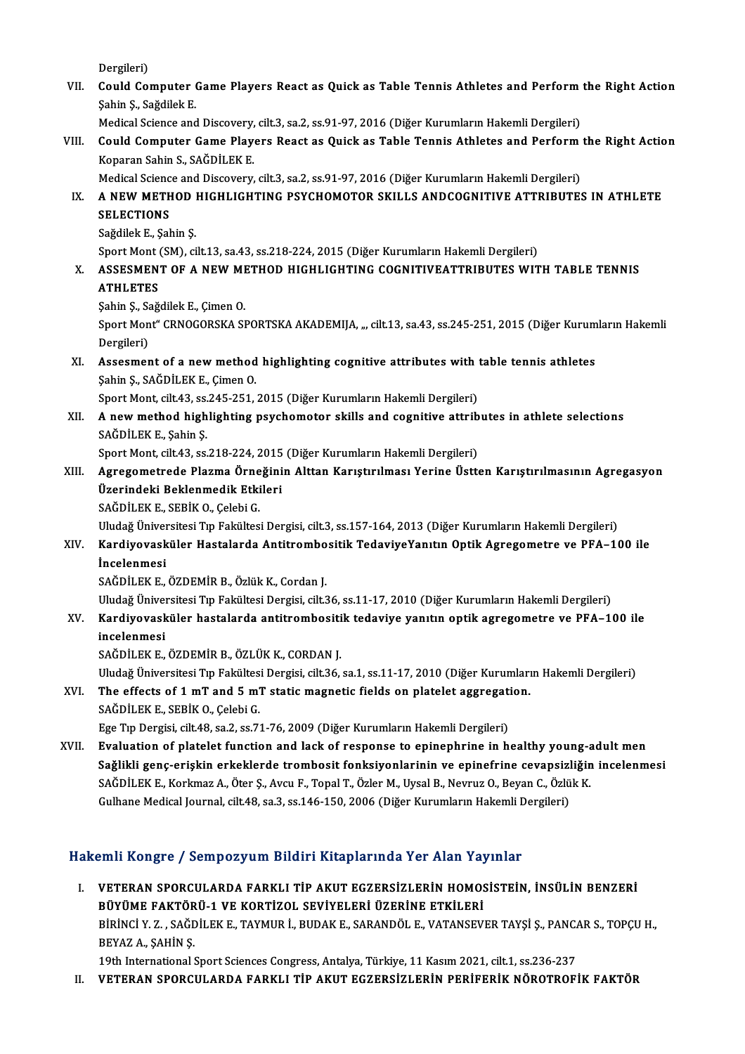Dergileri)

VII. **Could Computer Game Players React as Quick as Table Tennis Athletes and Perform the Right Action**
Şahin Ş., Sağdilek E.
Medical Science and Discovery, cilt.3, sa.2, ss.91-97, 2016 (Diğer Kurumların Hakemli Dergileri)

VIII. **Could Computer Game Players React as Quick as Table Tennis Athletes and Perform the Right Action**
Koparan Sahin S., SAĞDİLEK E.
Medical Science and Discovery, cilt.3, sa.2, ss.91-97, 2016 (Diğer Kurumların Hakemli Dergileri)

IX. **A NEW METHOD HIGHLIGHTING PSYCHOMOTOR SKILLS ANDCOGNITIVE ATTRIBUTES IN ATHLETE SELECTIONS**
Sağdilek E., Şahin Ş.
Sport Mont (SM), cilt.13, sa.43, ss.218-224, 2015 (Diğer Kurumların Hakemli Dergileri)

X. **ASSESMENT OF A NEW METHOD HIGHLIGHTING COGNITIVEATTRIBUTES WITH TABLE TENNIS ATHLETES**
Şahin Ş., Sağdilek E., Çimen O.
Sport Mont" CRNOGORSKA SPORTSKA AKADEMIJA, ,,, cilt.13, sa.43, ss.245-251, 2015 (Diğer Kurumların Hakemli Dergileri)

XI. **Assesment of a new method highlighting cognitive attributes with table tennis athletes**
Şahin Ş., SAĞDİLEK E., Çimen O.
Sport Mont, cilt.43, ss.245-251, 2015 (Diğer Kurumların Hakemli Dergileri)

XII. **A new method highlighting psychomotor skills and cognitive attributes in athlete selections**
SAĞDİLEK E., Şahin Ş.
Sport Mont, cilt.43, ss.218-224, 2015 (Diğer Kurumların Hakemli Dergileri)

XIII. **Agregometrede Plazma Örneğinin Alttan Karıştırılması Yerine Üstten Karıştırılmasının Agregasyon Üzerindeki Beklenmedik Etkileri**
SAĞDİLEK E., SEBİK O., Çelebi G.
Uludağ Üniversitesi Tıp Fakültesi Dergisi, cilt.3, ss.157-164, 2013 (Diğer Kurumların Hakemli Dergileri)

XIV. **Kardiyovasküler Hastalarda Antitrombositik TedaviyeYanıtın Optik Agregometre ve PFA–100 ile İncelenmesi**
SAĞDİLEK E., ÖZDEMİR B., Özlük K., Cordan J.
Uludağ Üniversitesi Tıp Fakültesi Dergisi, cilt.36, ss.11-17, 2010 (Diğer Kurumların Hakemli Dergileri)

XV. **Kardiyovasküler hastalarda antitrombositik tedaviye yanıtın optik agregometre ve PFA–100 ile incelenmesi**
SAĞDİLEK E., ÖZDEMİR B., ÖZLÜK K., CORDAN J.
Uludağ Üniversitesi Tıp Fakültesi Dergisi, cilt.36, sa.1, ss.11-17, 2010 (Diğer Kurumların Hakemli Dergileri)

XVI. **The effects of 1 mT and 5 mT static magnetic fields on platelet aggregation.**
SAĞDİLEK E., SEBİK O., Çelebi G.
Ege Tıp Dergisi, cilt.48, sa.2, ss.71-76, 2009 (Diğer Kurumların Hakemli Dergileri)

XVII. **Evaluation of platelet function and lack of response to epinephrine in healthy young-adult men Sağlikli genç-erişkin erkeklerde trombosit fonksiyonlarinin ve epinefrine cevapsizliğin incelenmesi**
SAĞDİLEK E., Korkmaz A., Öter Ş., Avcu F., Topal T., Özler M., Uysal B., Nevruz O., Beyan C., Özlük K.
Gulhane Medical Journal, cilt.48, sa.3, ss.146-150, 2006 (Diğer Kurumların Hakemli Dergileri)

## Hakemli Kongre / Sempozyum Bildiri Kitaplarında Yer Alan Yayınlar

I. **VETERAN SPORCULARDA FARKLI TİP AKUT EGZERSİZLERİN HOMOSİSTEİN, İNSÜLİN BENZERİ BÜYÜME FAKTÖRÜ-1 VE KORTİZOL SEVİYELERİ ÜZERİNE ETKİLERİ**
BİRİNCİ Y. Z. , SAĞDİLEK E., TAYMUR İ., BUDAK E., SARANDÖL E., VATANSEVER TAYŞİ Ş., PANCAR S., TOPÇU H., BEYAZ A., ŞAHİN Ş.
19th International Sport Sciences Congress, Antalya, Türkiye, 11 Kasım 2021, cilt.1, ss.236-237

II. **VETERAN SPORCULARDA FARKLI TİP AKUT EGZERSİZLERİN PERİFERİK NÖROTROFİK FAKTÖR**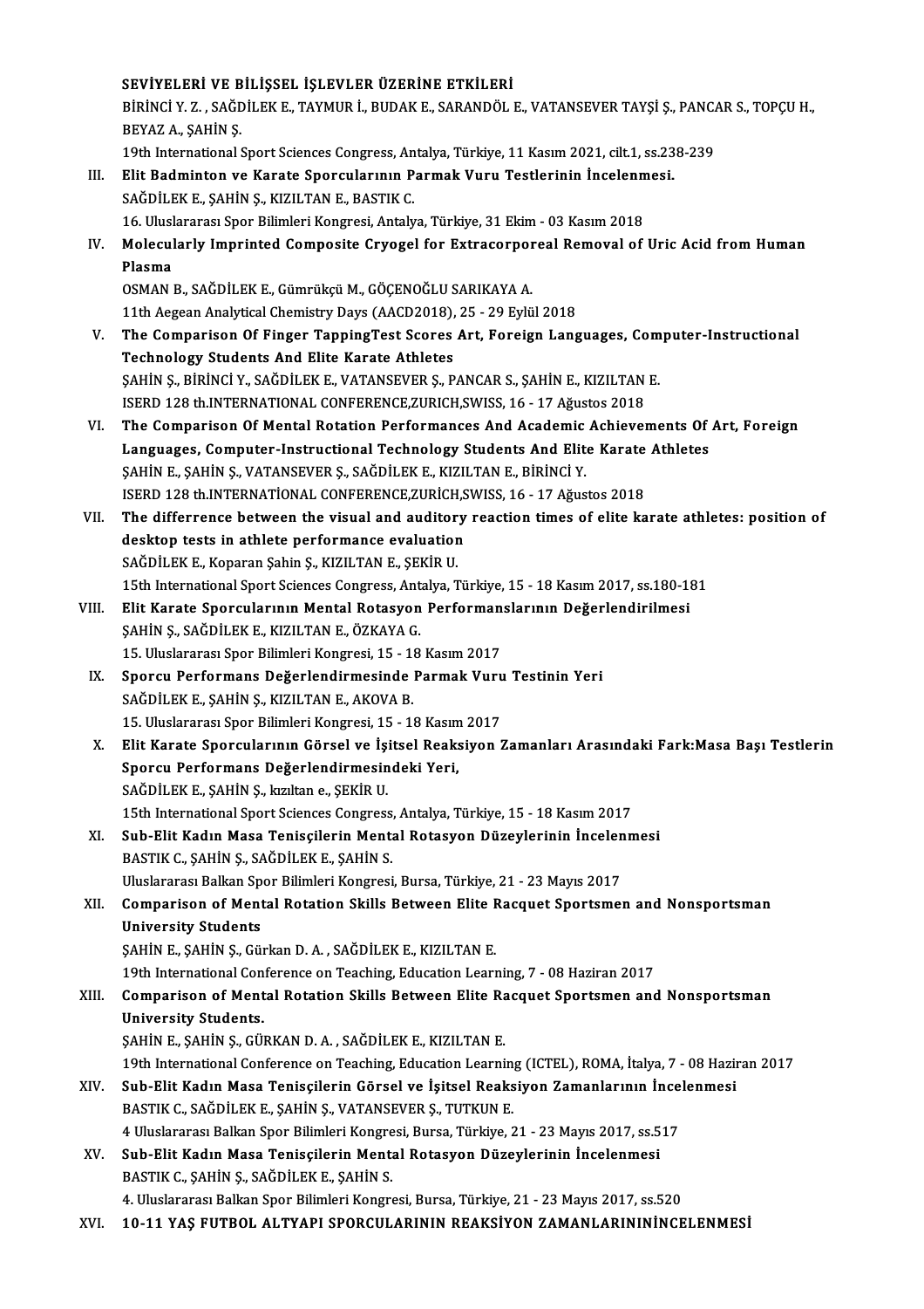SEVİYELERİ VE BİLİŞSEL İŞLEVLER ÜZERİNE ETKİLERİ
BİRİNCİ Y. Z. , SAĞDİLEK E., TAYMUR İ., BUDAK E., SARANDÖL E., VATANSEVER TAYŞİ Ş., PANCAR S., TOPÇU H., BEYAZ A., ŞAHİN Ş.
19th International Sport Sciences Congress, Antalya, Türkiye, 11 Kasım 2021, cilt.1, ss.238-239

III. **Elit Badminton ve Karate Sporcularının Parmak Vuru Testlerinin İncelenmesi.**
SAĞDİLEK E., ŞAHİN Ş., KIZILTAN E., BASTIK C.
16. Uluslararası Spor Bilimleri Kongresi, Antalya, Türkiye, 31 Ekim - 03 Kasım 2018

IV. **Molecularly Imprinted Composite Cryogel for Extracorporeal Removal of Uric Acid from Human Plasma**
OSMAN B., SAĞDİLEK E., Gümrükçü M., GÖÇENOĞLU SARIKAYA A.
11th Aegean Analytical Chemistry Days (AACD2018), 25 - 29 Eylül 2018

V. **The Comparison Of Finger TappingTest Scores Art, Foreign Languages, Computer-Instructional Technology Students And Elite Karate Athletes**
ŞAHİN Ş., BİRİNCİ Y., SAĞDİLEK E., VATANSEVER Ş., PANCAR S., ŞAHİN E., KIZILTAN E.
ISERD 128 th.INTERNATIONAL CONFERENCE,ZURICH,SWISS, 16 - 17 Ağustos 2018

VI. **The Comparison Of Mental Rotation Performances And Academic Achievements Of Art, Foreign Languages, Computer-Instructional Technology Students And Elite Karate Athletes**
ŞAHİN E., ŞAHİN Ş., VATANSEVER Ş., SAĞDİLEK E., KIZILTAN E., BİRİNCİ Y.
ISERD 128 th.INTERNATİONAL CONFERENCE,ZURİCH,SWISS, 16 - 17 Ağustos 2018

VII. **The differrence between the visual and auditory reaction times of elite karate athletes: position of desktop tests in athlete performance evaluation**
SAĞDİLEK E., Koparan Şahin Ş., KIZILTAN E., ŞEKİR U.
15th International Sport Sciences Congress, Antalya, Türkiye, 15 - 18 Kasım 2017, ss.180-181

VIII. **Elit Karate Sporcularının Mental Rotasyon Performanslarının Değerlendirilmesi**
ŞAHİN Ş., SAĞDİLEK E., KIZILTAN E., ÖZKAYA G.
15. Uluslararası Spor Bilimleri Kongresi, 15 - 18 Kasım 2017

IX. **Sporcu Performans Değerlendirmesinde Parmak Vuru Testinin Yeri**
SAĞDİLEK E., ŞAHİN Ş., KIZILTAN E., AKOVA B.
15. Uluslararası Spor Bilimleri Kongresi, 15 - 18 Kasım 2017

X. **Elit Karate Sporcularının Görsel ve İşitsel Reaksiyon Zamanları Arasındaki Fark:Masa Başı Testlerin Sporcu Performans Değerlendirmesindeki Yeri,**
SAĞDİLEK E., ŞAHİN Ş., kızıltan e., ŞEKİR U.
15th International Sport Sciences Congress, Antalya, Türkiye, 15 - 18 Kasım 2017

XI. **Sub-Elit Kadın Masa Tenisçilerin Mental Rotasyon Düzeylerinin İncelenmesi**
BASTIK C., ŞAHİN Ş., SAĞDİLEK E., ŞAHİN S.
Uluslararası Balkan Spor Bilimleri Kongresi, Bursa, Türkiye, 21 - 23 Mayıs 2017

XII. **Comparison of Mental Rotation Skills Between Elite Racquet Sportsmen and Nonsportsman University Students**
ŞAHİN E., ŞAHİN Ş., Gürkan D. A. , SAĞDİLEK E., KIZILTAN E.
19th International Conference on Teaching, Education Learning, 7 - 08 Haziran 2017

XIII. **Comparison of Mental Rotation Skills Between Elite Racquet Sportsmen and Nonsportsman University Students.**
ŞAHİN E., ŞAHİN Ş., GÜRKAN D. A. , SAĞDİLEK E., KIZILTAN E.
19th International Conference on Teaching, Education Learning (ICTEL), ROMA, İtalya, 7 - 08 Haziran 2017

XIV. **Sub-Elit Kadın Masa Tenisçilerin Görsel ve İşitsel Reaksiyon Zamanlarının İncelenmesi**
BASTIK C., SAĞDİLEK E., ŞAHİN Ş., VATANSEVER Ş., TUTKUN E.
4 Uluslararası Balkan Spor Bilimleri Kongresi, Bursa, Türkiye, 21 - 23 Mayıs 2017, ss.517

XV. **Sub-Elit Kadın Masa Tenisçilerin Mental Rotasyon Düzeylerinin İncelenmesi**
BASTIK C., ŞAHİN Ş., SAĞDİLEK E., ŞAHİN S.
4. Uluslararası Balkan Spor Bilimleri Kongresi, Bursa, Türkiye, 21 - 23 Mayıs 2017, ss.520

XVI. **10-11 YAŞ FUTBOL ALTYAPI SPORCULARININ REAKSİYON ZAMANLARININİNCELENMESİ**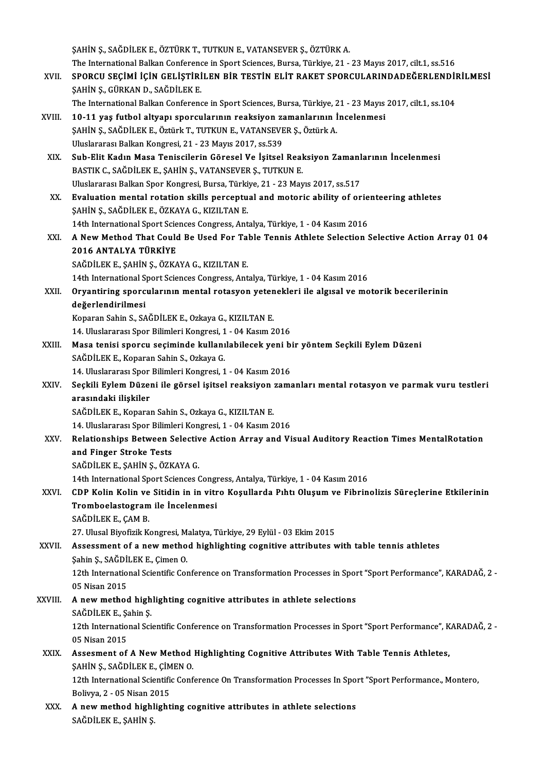ŞAHİN Ş., SAĞDİLEK E., ÖZTÜRK T., TUTKUN E., VATANSEVER Ş., ÖZTÜRK A.
The International Balkan Conference in Sport Sciences, Bursa, Türkiye, 21 - 23 Mayıs 2017, cilt.1, ss.516

XVII. **SPORCU SEÇİMİ İÇİN GELİŞTİRİLEN BİR TESTİN ELİT RAKET SPORCULARINDADEĞERLENDİRİLMESİ**
ŞAHİN Ş., GÜRKAN D., SAĞDİLEK E.
The International Balkan Conference in Sport Sciences, Bursa, Türkiye, 21 - 23 Mayıs 2017, cilt.1, ss.104

XVIII. **10-11 yaş futbol altyapı sporcularının reaksiyon zamanlarının İncelenmesi**
ŞAHİN Ş., SAĞDİLEK E., Öztürk T., TUTKUN E., VATANSEVER Ş., Öztürk A.
Uluslararası Balkan Kongresi, 21 - 23 Mayıs 2017, ss.539

XIX. **Sub-Elit Kadın Masa Tenisçilerin Görsel Ve İşitsel Reaksiyon Zamanlarının İncelenmesi**
BASTIK C., SAĞDİLEK E., ŞAHİN Ş., VATANSEVER Ş., TUTKUN E.
Uluslararası Balkan Spor Kongresi, Bursa, Türkiye, 21 - 23 Mayıs 2017, ss.517

XX. **Evaluation mental rotation skills perceptual and motoric ability of orienteering athletes**
ŞAHİN Ş., SAĞDİLEK E., ÖZKAYA G., KIZILTAN E.
14th International Sport Sciences Congress, Antalya, Türkiye, 1 - 04 Kasım 2016

XXI. **A New Method That Could Be Used For Table Tennis Athlete Selection Selective Action Array 01 04 2016 ANTALYA TÜRKİYE**
SAĞDİLEK E., ŞAHİN Ş., ÖZKAYA G., KIZILTAN E.
14th International Sport Sciences Congress, Antalya, Türkiye, 1 - 04 Kasım 2016

XXII. **Oryantiring sporcularının mental rotasyon yetenekleri ile algısal ve motorik becerilerinin değerlendirilmesi**
Koparan Sahin S., SAĞDİLEK E., Ozkaya G., KIZILTAN E.
14. Uluslararası Spor Bilimleri Kongresi, 1 - 04 Kasım 2016

XXIII. **Masa tenisi sporcu seçiminde kullanılabilecek yeni bir yöntem Seçkili Eylem Düzeni**
SAĞDİLEK E., Koparan Sahin S., Ozkaya G.
14. Uluslararası Spor Bilimleri Kongresi, 1 - 04 Kasım 2016

XXIV. **Seçkili Eylem Düzeni ile görsel işitsel reaksiyon zamanları mental rotasyon ve parmak vuru testleri arasındaki ilişkiler**
SAĞDİLEK E., Koparan Sahin S., Ozkaya G., KIZILTAN E.
14. Uluslararası Spor Bilimleri Kongresi, 1 - 04 Kasım 2016

XXV. **Relationships Between Selective Action Array and Visual Auditory Reaction Times MentalRotation and Finger Stroke Tests**
SAĞDİLEK E., ŞAHİN Ş., ÖZKAYA G.
14th International Sport Sciences Congress, Antalya, Türkiye, 1 - 04 Kasım 2016

XXVI. **CDP Kolin Kolin ve Sitidin in in vitro Koşullarda Pıhtı Oluşum ve Fibrinolizis Süreçlerine Etkilerinin Tromboelastogram ile İncelenmesi**
SAĞDİLEK E., ÇAM B.
27. Ulusal Biyofizik Kongresi, Malatya, Türkiye, 29 Eylül - 03 Ekim 2015

XXVII. **Assessment of a new method highlighting cognitive attributes with table tennis athletes**
Şahin Ş., SAĞDİLEK E., Çimen O.
12th International Scientific Conference on Transformation Processes in Sport "Sport Performance", KARADAĞ, 2 - 05 Nisan 2015

XXVIII. **A new method highlighting cognitive attributes in athlete selections**
SAĞDİLEK E., Şahin Ş.
12th International Scientific Conference on Transformation Processes in Sport "Sport Performance", KARADAĞ, 2 - 05 Nisan 2015

XXIX. **Assesment of A New Method Highlighting Cognitive Attributes With Table Tennis Athletes,**
ŞAHİN Ş., SAĞDİLEK E., ÇİMEN O.
12th International Scientific Conference On Transformation Processes In Sport "Sport Performance., Montero, Bolivya, 2 - 05 Nisan 2015

XXX. **A new method highlighting cognitive attributes in athlete selections**
SAĞDİLEK E., ŞAHİN Ş.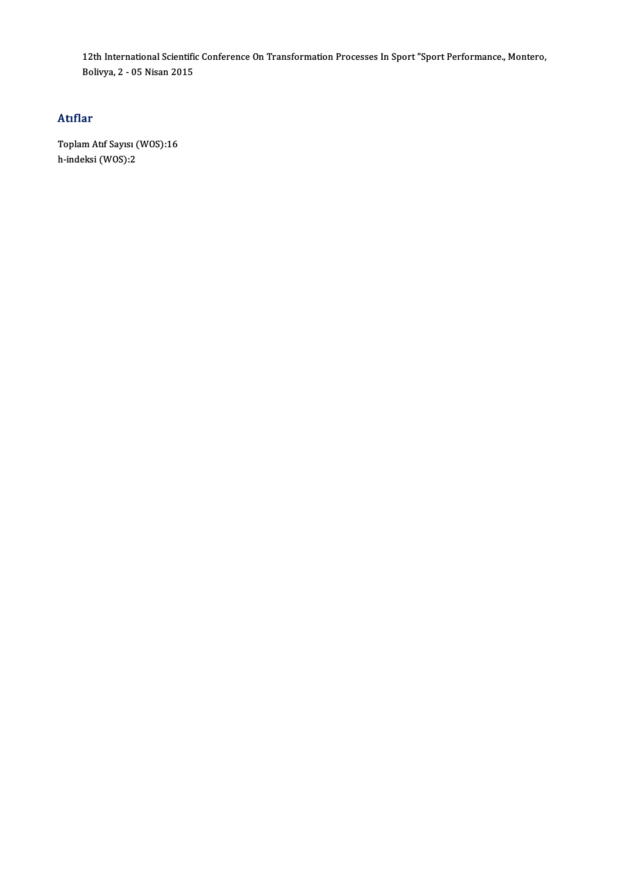12th International Scientific Conference On Transformation Processes In Sport "Sport Performance., Montero, Bolivya, 2 - 05 Nisan 2015

## Atıflar

Toplam Atıf Sayısı (WOS):16
h-indeksi (WOS):2